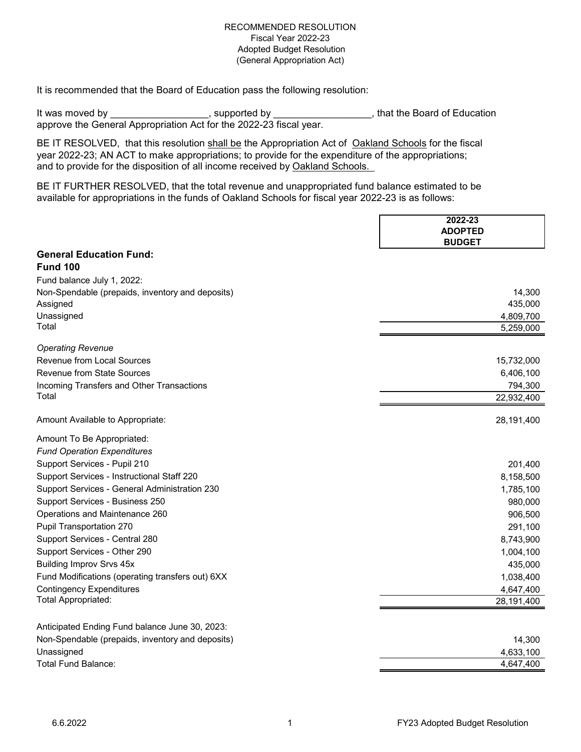RECOMMENDED RESOLUTION
Fiscal Year 2022-23
Adopted Budget Resolution
(General Appropriation Act)

It is recommended that the Board of Education pass the following resolution:

It was moved by __________________, supported by __________________, that the Board of Education approve the General Appropriation Act for the 2022-23 fiscal year.

BE IT RESOLVED, that this resolution shall be the Appropriation Act of Oakland Schools for the fiscal year 2022-23; AN ACT to make appropriations; to provide for the expenditure of the appropriations; and to provide for the disposition of all income received by Oakland Schools.

BE IT FURTHER RESOLVED, that the total revenue and unappropriated fund balance estimated to be available for appropriations in the funds of Oakland Schools for fiscal year 2022-23 is as follows:

| | 2022-23 ADOPTED BUDGET |
|---|---|
| **General Education Fund:** | |
| **Fund 100** | |
| Fund balance July 1, 2022: | |
| Non-Spendable (prepaids, inventory and deposits) | 14,300 |
| Assigned | 435,000 |
| Unassigned | 4,809,700 |
| Total | 5,259,000 |
| *Operating Revenue* | |
| Revenue from Local Sources | 15,732,000 |
| Revenue from State Sources | 6,406,100 |
| Incoming Transfers and Other Transactions | 794,300 |
| Total | 22,932,400 |
| Amount Available to Appropriate: | 28,191,400 |
| Amount To Be Appropriated: | |
| *Fund Operation Expenditures* | |
| Support Services - Pupil 210 | 201,400 |
| Support Services - Instructional Staff 220 | 8,158,500 |
| Support Services - General Administration 230 | 1,785,100 |
| Support Services - Business 250 | 980,000 |
| Operations and Maintenance 260 | 906,500 |
| Pupil Transportation 270 | 291,100 |
| Support Services - Central 280 | 8,743,900 |
| Support Services - Other 290 | 1,004,100 |
| Building Improv Srvs 45x | 435,000 |
| Fund Modifications (operating transfers out) 6XX | 1,038,400 |
| Contingency Expenditures | 4,647,400 |
| Total Appropriated: | 28,191,400 |
| Anticipated Ending Fund balance June 30, 2023: | |
| Non-Spendable (prepaids, inventory and deposits) | 14,300 |
| Unassigned | 4,633,100 |
| Total Fund Balance: | 4,647,400 |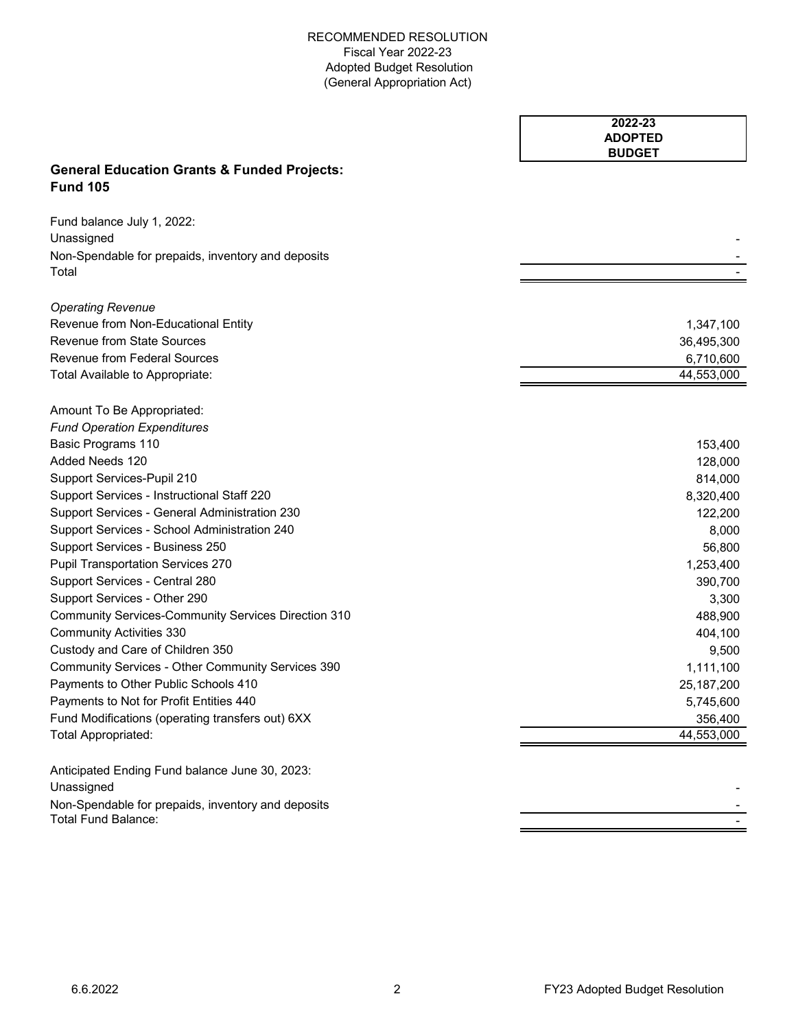RECOMMENDED RESOLUTION
Fiscal Year 2022-23
Adopted Budget Resolution
(General Appropriation Act)

| | 2022-23 ADOPTED BUDGET |
|---|---|
| **General Education Grants & Funded Projects: Fund 105** | |
| Fund balance July 1, 2022: | |
| Unassigned | - |
| Non-Spendable for prepaids, inventory and deposits | - |
| Total | - |
| *Operating Revenue* | |
| Revenue from Non-Educational Entity | 1,347,100 |
| Revenue from State Sources | 36,495,300 |
| Revenue from Federal Sources | 6,710,600 |
| Total Available to Appropriate: | 44,553,000 |
| Amount To Be Appropriated: | |
| *Fund Operation Expenditures* | |
| Basic Programs 110 | 153,400 |
| Added Needs 120 | 128,000 |
| Support Services-Pupil 210 | 814,000 |
| Support Services - Instructional Staff 220 | 8,320,400 |
| Support Services - General Administration 230 | 122,200 |
| Support Services - School Administration 240 | 8,000 |
| Support Services - Business 250 | 56,800 |
| Pupil Transportation Services 270 | 1,253,400 |
| Support Services - Central 280 | 390,700 |
| Support Services - Other 290 | 3,300 |
| Community Services-Community Services Direction 310 | 488,900 |
| Community Activities 330 | 404,100 |
| Custody and Care of Children 350 | 9,500 |
| Community Services - Other Community Services 390 | 1,111,100 |
| Payments to Other Public Schools 410 | 25,187,200 |
| Payments to Not for Profit Entities 440 | 5,745,600 |
| Fund Modifications (operating transfers out) 6XX | 356,400 |
| Total Appropriated: | 44,553,000 |
| Anticipated Ending Fund balance June 30, 2023: | |
| Unassigned | - |
| Non-Spendable for prepaids, inventory and deposits | - |
| Total Fund Balance: | - |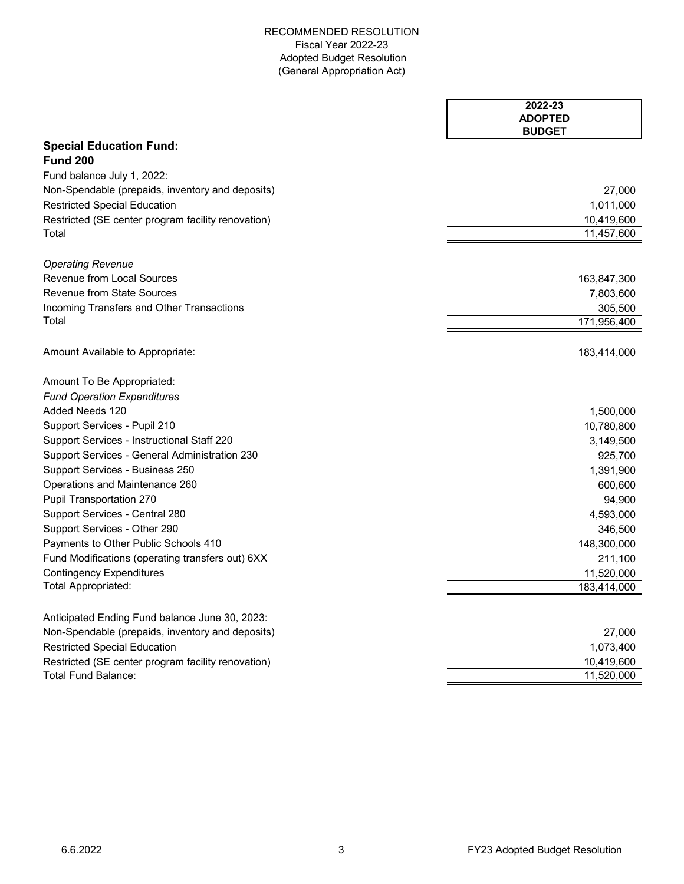RECOMMENDED RESOLUTION
Fiscal Year 2022-23
Adopted Budget Resolution
(General Appropriation Act)

| | 2022-23 ADOPTED BUDGET |
|---|---:|
| **Special Education Fund:** | |
| **Fund 200** | |
| Fund balance July 1, 2022: | |
| Non-Spendable (prepaids, inventory and deposits) | 27,000 |
| Restricted Special Education | 1,011,000 |
| Restricted (SE center program facility renovation) | 10,419,600 |
| Total | 11,457,600 |
| | |
| *Operating Revenue* | |
| Revenue from Local Sources | 163,847,300 |
| Revenue from State Sources | 7,803,600 |
| Incoming Transfers and Other Transactions | 305,500 |
| Total | 171,956,400 |
| | |
| Amount Available to Appropriate: | 183,414,000 |
| | |
| Amount To Be Appropriated: | |
| *Fund Operation Expenditures* | |
| Added Needs 120 | 1,500,000 |
| Support Services - Pupil 210 | 10,780,800 |
| Support Services - Instructional Staff 220 | 3,149,500 |
| Support Services - General Administration 230 | 925,700 |
| Support Services - Business 250 | 1,391,900 |
| Operations and Maintenance 260 | 600,600 |
| Pupil Transportation 270 | 94,900 |
| Support Services - Central 280 | 4,593,000 |
| Support Services - Other 290 | 346,500 |
| Payments to Other Public Schools 410 | 148,300,000 |
| Fund Modifications (operating transfers out) 6XX | 211,100 |
| Contingency Expenditures | 11,520,000 |
| Total Appropriated: | 183,414,000 |
| | |
| Anticipated Ending Fund balance June 30, 2023: | |
| Non-Spendable (prepaids, inventory and deposits) | 27,000 |
| Restricted Special Education | 1,073,400 |
| Restricted (SE center program facility renovation) | 10,419,600 |
| Total Fund Balance: | 11,520,000 |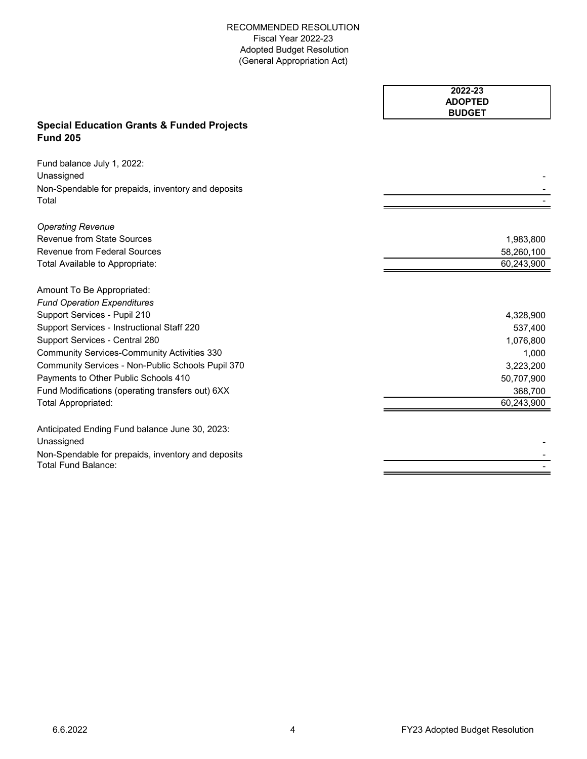RECOMMENDED RESOLUTION
Fiscal Year 2022-23
Adopted Budget Resolution
(General Appropriation Act)

## Special Education Grants & Funded Projects
## Fund 205

| | 2022-23 ADOPTED BUDGET |
|---|---|
| Fund balance July 1, 2022: | |
| Unassigned | - |
| Non-Spendable for prepaids, inventory and deposits | - |
| Total | - |
| *Operating Revenue* | |
| Revenue from State Sources | 1,983,800 |
| Revenue from Federal Sources | 58,260,100 |
| Total Available to Appropriate: | 60,243,900 |
| Amount To Be Appropriated: | |
| *Fund Operation Expenditures* | |
| Support Services - Pupil 210 | 4,328,900 |
| Support Services - Instructional Staff 220 | 537,400 |
| Support Services - Central 280 | 1,076,800 |
| Community Services-Community Activities 330 | 1,000 |
| Community Services - Non-Public Schools Pupil 370 | 3,223,200 |
| Payments to Other Public Schools 410 | 50,707,900 |
| Fund Modifications (operating transfers out) 6XX | 368,700 |
| Total Appropriated: | 60,243,900 |
| Anticipated Ending Fund balance June 30, 2023: | |
| Unassigned | - |
| Non-Spendable for prepaids, inventory and deposits | - |
| Total Fund Balance: | - |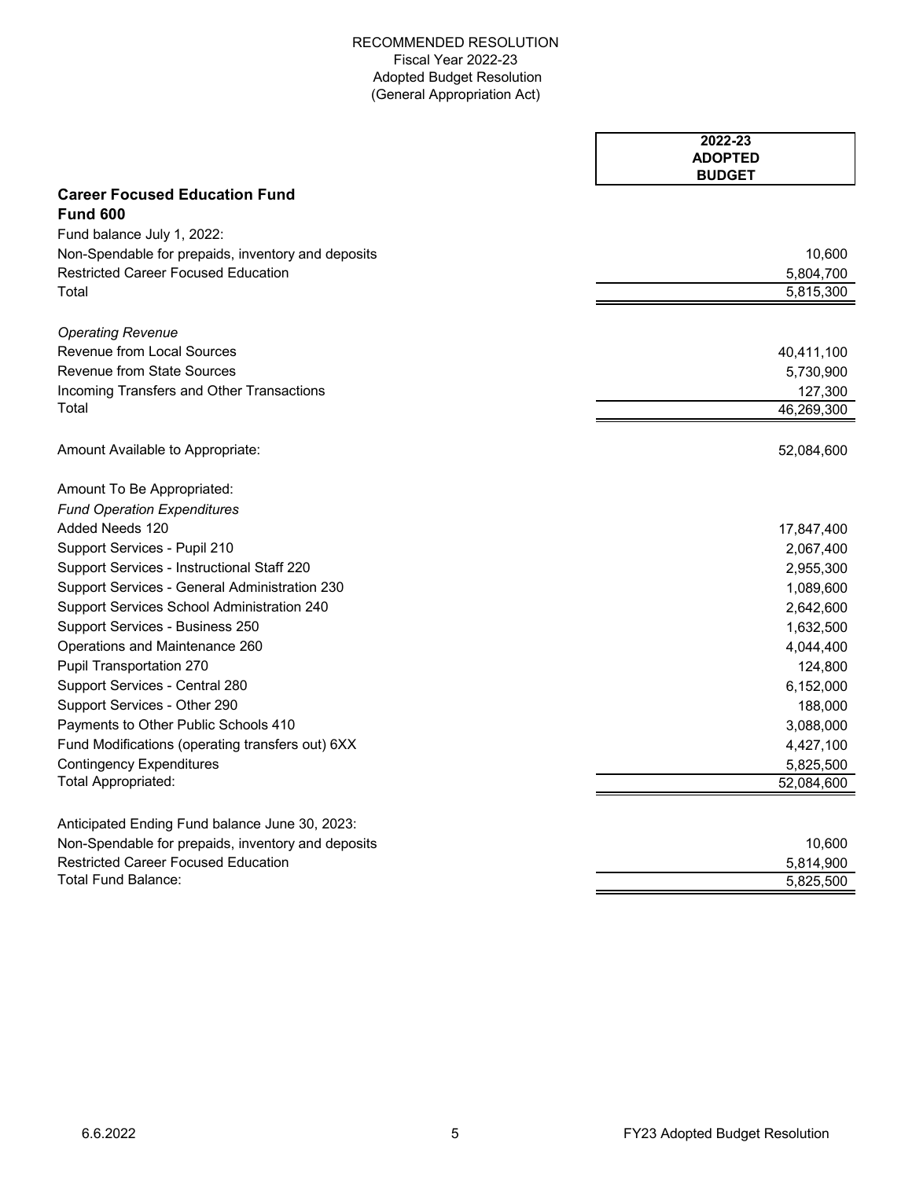RECOMMENDED RESOLUTION
Fiscal Year 2022-23
Adopted Budget Resolution
(General Appropriation Act)

| | 2022-23 ADOPTED BUDGET |
|---|---|
| **Career Focused Education Fund** | |
| **Fund 600** | |
| Fund balance July 1, 2022: | |
| Non-Spendable for prepaids, inventory and deposits | 10,600 |
| Restricted Career Focused Education | 5,804,700 |
| Total | 5,815,300 |
| | |
| *Operating Revenue* | |
| Revenue from Local Sources | 40,411,100 |
| Revenue from State Sources | 5,730,900 |
| Incoming Transfers and Other Transactions | 127,300 |
| Total | 46,269,300 |
| | |
| Amount Available to Appropriate: | 52,084,600 |
| | |
| Amount To Be Appropriated: | |
| *Fund Operation Expenditures* | |
| Added Needs 120 | 17,847,400 |
| Support Services - Pupil 210 | 2,067,400 |
| Support Services - Instructional Staff 220 | 2,955,300 |
| Support Services - General Administration 230 | 1,089,600 |
| Support Services School Administration 240 | 2,642,600 |
| Support Services - Business 250 | 1,632,500 |
| Operations and Maintenance 260 | 4,044,400 |
| Pupil Transportation 270 | 124,800 |
| Support Services - Central 280 | 6,152,000 |
| Support Services - Other 290 | 188,000 |
| Payments to Other Public Schools 410 | 3,088,000 |
| Fund Modifications (operating transfers out) 6XX | 4,427,100 |
| Contingency Expenditures | 5,825,500 |
| Total Appropriated: | 52,084,600 |
| | |
| Anticipated Ending Fund balance June 30, 2023: | |
| Non-Spendable for prepaids, inventory and deposits | 10,600 |
| Restricted Career Focused Education | 5,814,900 |
| Total Fund Balance: | 5,825,500 |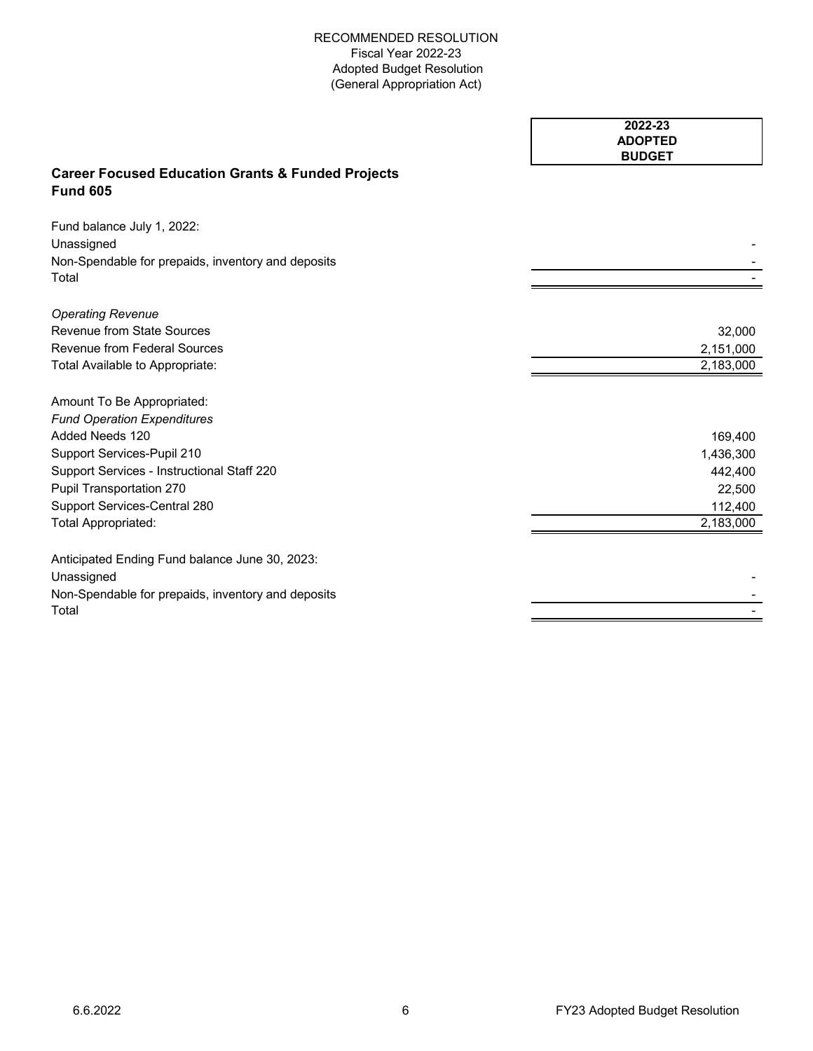RECOMMENDED RESOLUTION
Fiscal Year 2022-23
Adopted Budget Resolution
(General Appropriation Act)

## Career Focused Education Grants & Funded Projects
## Fund 605

| | 2022-23 ADOPTED BUDGET |
|---|---|
| Fund balance July 1, 2022: | |
| Unassigned | - |
| Non-Spendable for prepaids, inventory and deposits | - |
| Total | - |
| *Operating Revenue* | |
| Revenue from State Sources | 32,000 |
| Revenue from Federal Sources | 2,151,000 |
| Total Available to Appropriate: | 2,183,000 |
| Amount To Be Appropriated: | |
| *Fund Operation Expenditures* | |
| Added Needs 120 | 169,400 |
| Support Services-Pupil 210 | 1,436,300 |
| Support Services - Instructional Staff 220 | 442,400 |
| Pupil Transportation 270 | 22,500 |
| Support Services-Central 280 | 112,400 |
| Total Appropriated: | 2,183,000 |
| Anticipated Ending Fund balance June 30, 2023: | |
| Unassigned | - |
| Non-Spendable for prepaids, inventory and deposits | - |
| Total | - |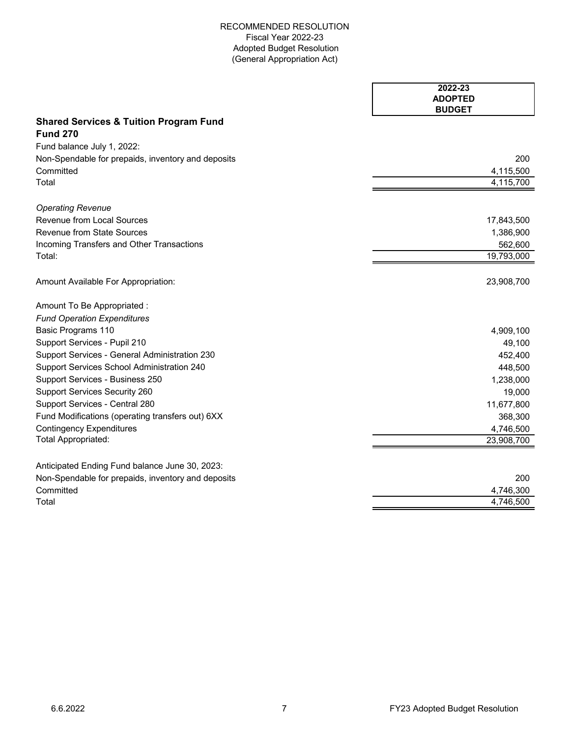RECOMMENDED RESOLUTION
Fiscal Year 2022-23
Adopted Budget Resolution
(General Appropriation Act)

| | 2022-23 ADOPTED BUDGET |
|---|---|
| **Shared Services & Tuition Program Fund** | |
| **Fund 270** | |
| Fund balance July 1, 2022: | |
| Non-Spendable for prepaids, inventory and deposits | 200 |
| Committed | 4,115,500 |
| Total | 4,115,700 |
| | |
| *Operating Revenue* | |
| Revenue from Local Sources | 17,843,500 |
| Revenue from State Sources | 1,386,900 |
| Incoming Transfers and Other Transactions | 562,600 |
| Total: | 19,793,000 |
| | |
| Amount Available For Appropriation: | 23,908,700 |
| | |
| Amount To Be Appropriated : | |
| *Fund Operation Expenditures* | |
| Basic Programs 110 | 4,909,100 |
| Support Services - Pupil 210 | 49,100 |
| Support Services - General Administration 230 | 452,400 |
| Support Services School Administration 240 | 448,500 |
| Support Services - Business 250 | 1,238,000 |
| Support Services Security 260 | 19,000 |
| Support Services - Central 280 | 11,677,800 |
| Fund Modifications (operating transfers out) 6XX | 368,300 |
| Contingency Expenditures | 4,746,500 |
| Total Appropriated: | 23,908,700 |
| | |
| Anticipated Ending Fund balance June 30, 2023: | |
| Non-Spendable for prepaids, inventory and deposits | 200 |
| Committed | 4,746,300 |
| Total | 4,746,500 |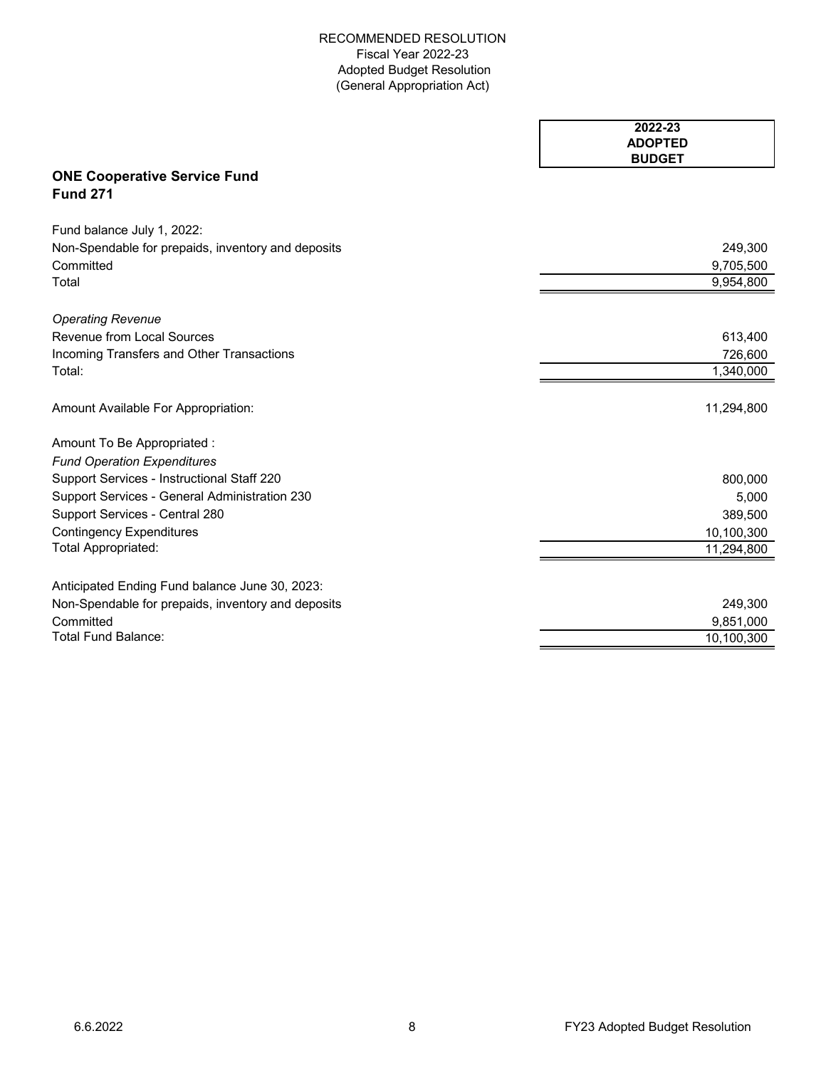RECOMMENDED RESOLUTION
Fiscal Year 2022-23
Adopted Budget Resolution
(General Appropriation Act)

## ONE Cooperative Service Fund
## Fund 271

| | 2022-23 ADOPTED BUDGET |
|---|---|
| Fund balance July 1, 2022: | |
| Non-Spendable for prepaids, inventory and deposits | 249,300 |
| Committed | 9,705,500 |
| Total | 9,954,800 |
| | |
| *Operating Revenue* | |
| Revenue from Local Sources | 613,400 |
| Incoming Transfers and Other Transactions | 726,600 |
| Total: | 1,340,000 |
| | |
| Amount Available For Appropriation: | 11,294,800 |
| | |
| Amount To Be Appropriated : | |
| *Fund Operation Expenditures* | |
| Support Services - Instructional Staff 220 | 800,000 |
| Support Services - General Administration 230 | 5,000 |
| Support Services - Central 280 | 389,500 |
| Contingency Expenditures | 10,100,300 |
| Total Appropriated: | 11,294,800 |
| | |
| Anticipated Ending Fund balance June 30, 2023: | |
| Non-Spendable for prepaids, inventory and deposits | 249,300 |
| Committed | 9,851,000 |
| Total Fund Balance: | 10,100,300 |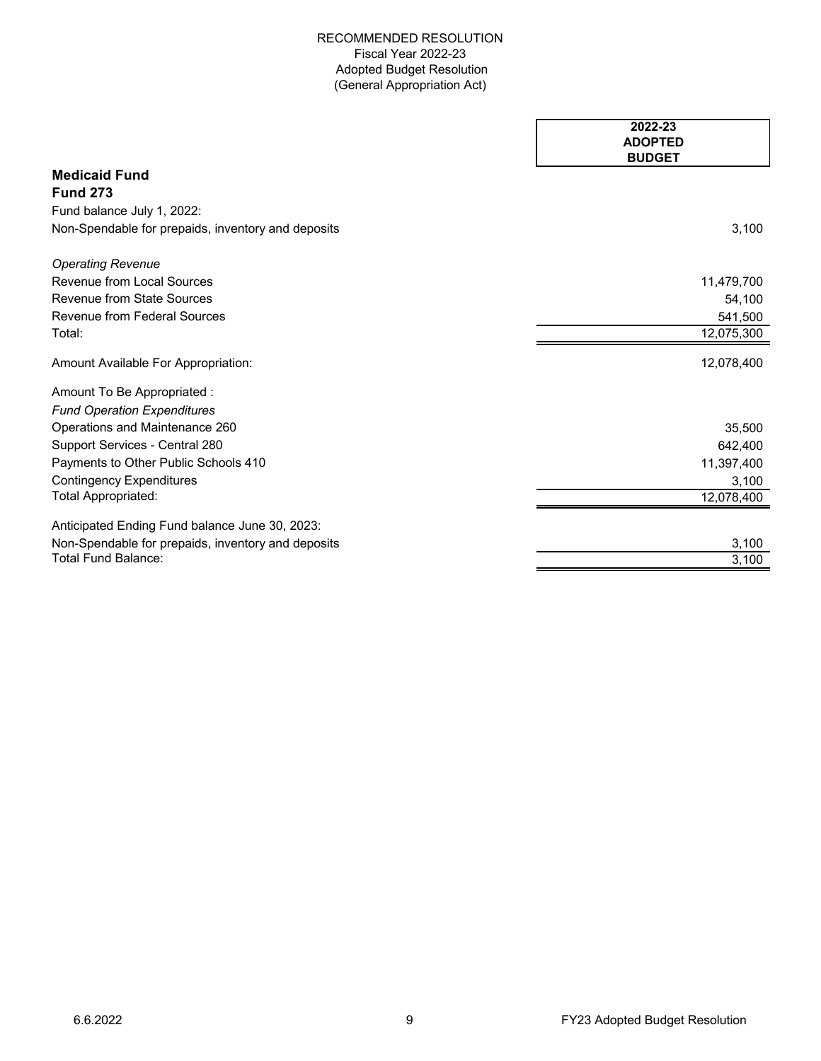RECOMMENDED RESOLUTION
Fiscal Year 2022-23
Adopted Budget Resolution
(General Appropriation Act)

| | 2022-23 ADOPTED BUDGET |
|---|---|
| **Medicaid Fund** | |
| **Fund 273** | |
| Fund balance July 1, 2022: | |
| Non-Spendable for prepaids, inventory and deposits | 3,100 |
| *Operating Revenue* | |
| Revenue from Local Sources | 11,479,700 |
| Revenue from State Sources | 54,100 |
| Revenue from Federal Sources | 541,500 |
| Total: | 12,075,300 |
| Amount Available For Appropriation: | 12,078,400 |
| Amount To Be Appropriated : | |
| *Fund Operation Expenditures* | |
| Operations and Maintenance 260 | 35,500 |
| Support Services - Central 280 | 642,400 |
| Payments to Other Public Schools 410 | 11,397,400 |
| Contingency Expenditures | 3,100 |
| Total Appropriated: | 12,078,400 |
| Anticipated Ending Fund balance June 30, 2023: | |
| Non-Spendable for prepaids, inventory and deposits | 3,100 |
| Total Fund Balance: | 3,100 |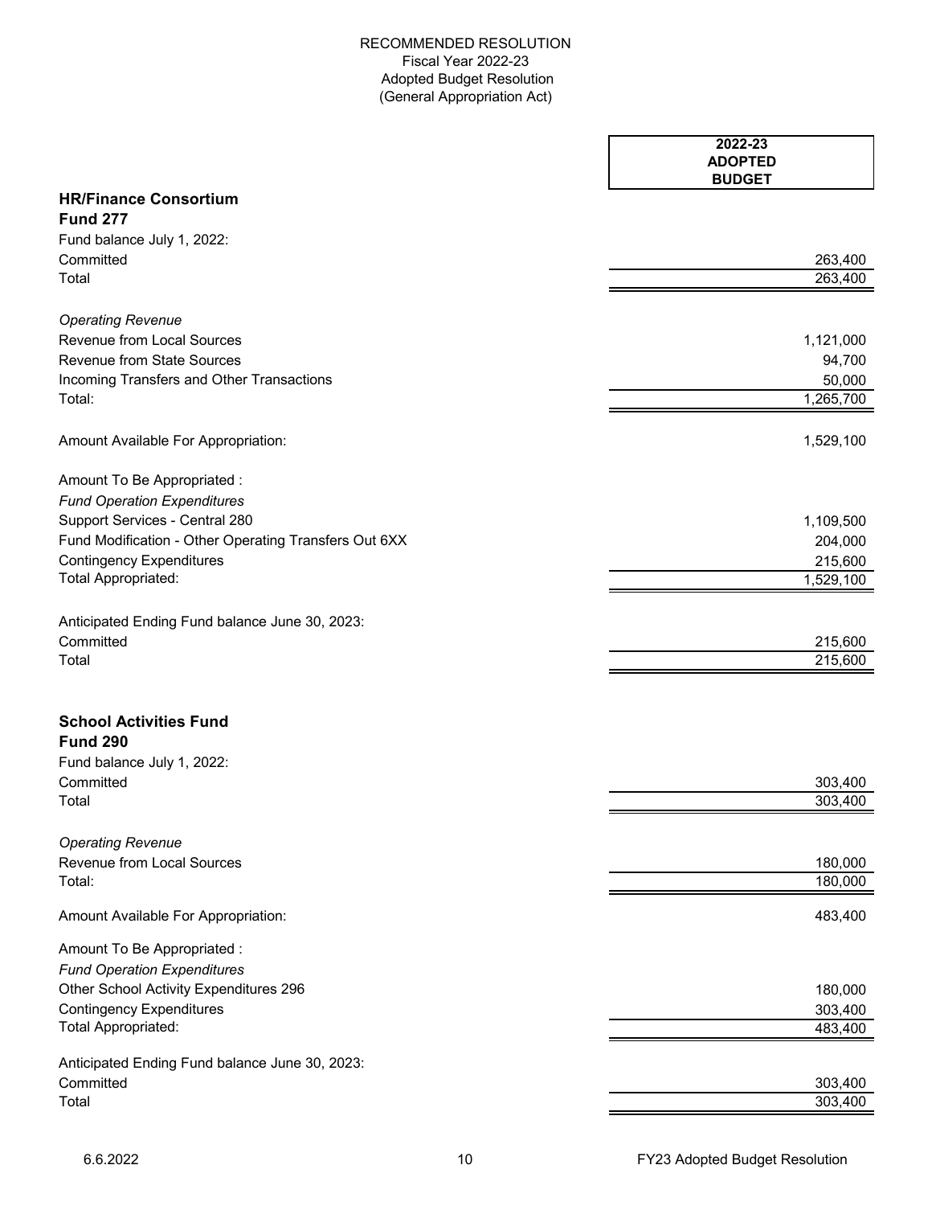RECOMMENDED RESOLUTION
Fiscal Year 2022-23
Adopted Budget Resolution
(General Appropriation Act)

| | 2022-23 ADOPTED BUDGET |
|---|---|
| **HR/Finance Consortium** | |
| **Fund 277** | |
| Fund balance July 1, 2022: | |
| Committed | 263,400 |
| Total | 263,400 |
| *Operating Revenue* | |
| Revenue from Local Sources | 1,121,000 |
| Revenue from State Sources | 94,700 |
| Incoming Transfers and Other Transactions | 50,000 |
| Total: | 1,265,700 |
| Amount Available For Appropriation: | 1,529,100 |
| Amount To Be Appropriated : | |
| *Fund Operation Expenditures* | |
| Support Services - Central 280 | 1,109,500 |
| Fund Modification - Other Operating Transfers Out 6XX | 204,000 |
| Contingency Expenditures | 215,600 |
| Total Appropriated: | 1,529,100 |
| Anticipated Ending Fund balance June 30, 2023: | |
| Committed | 215,600 |
| Total | 215,600 |
| **School Activities Fund** | |
| **Fund 290** | |
| Fund balance July 1, 2022: | |
| Committed | 303,400 |
| Total | 303,400 |
| *Operating Revenue* | |
| Revenue from Local Sources | 180,000 |
| Total: | 180,000 |
| Amount Available For Appropriation: | 483,400 |
| Amount To Be Appropriated : | |
| *Fund Operation Expenditures* | |
| Other School Activity Expenditures 296 | 180,000 |
| Contingency Expenditures | 303,400 |
| Total Appropriated: | 483,400 |
| Anticipated Ending Fund balance June 30, 2023: | |
| Committed | 303,400 |
| Total | 303,400 |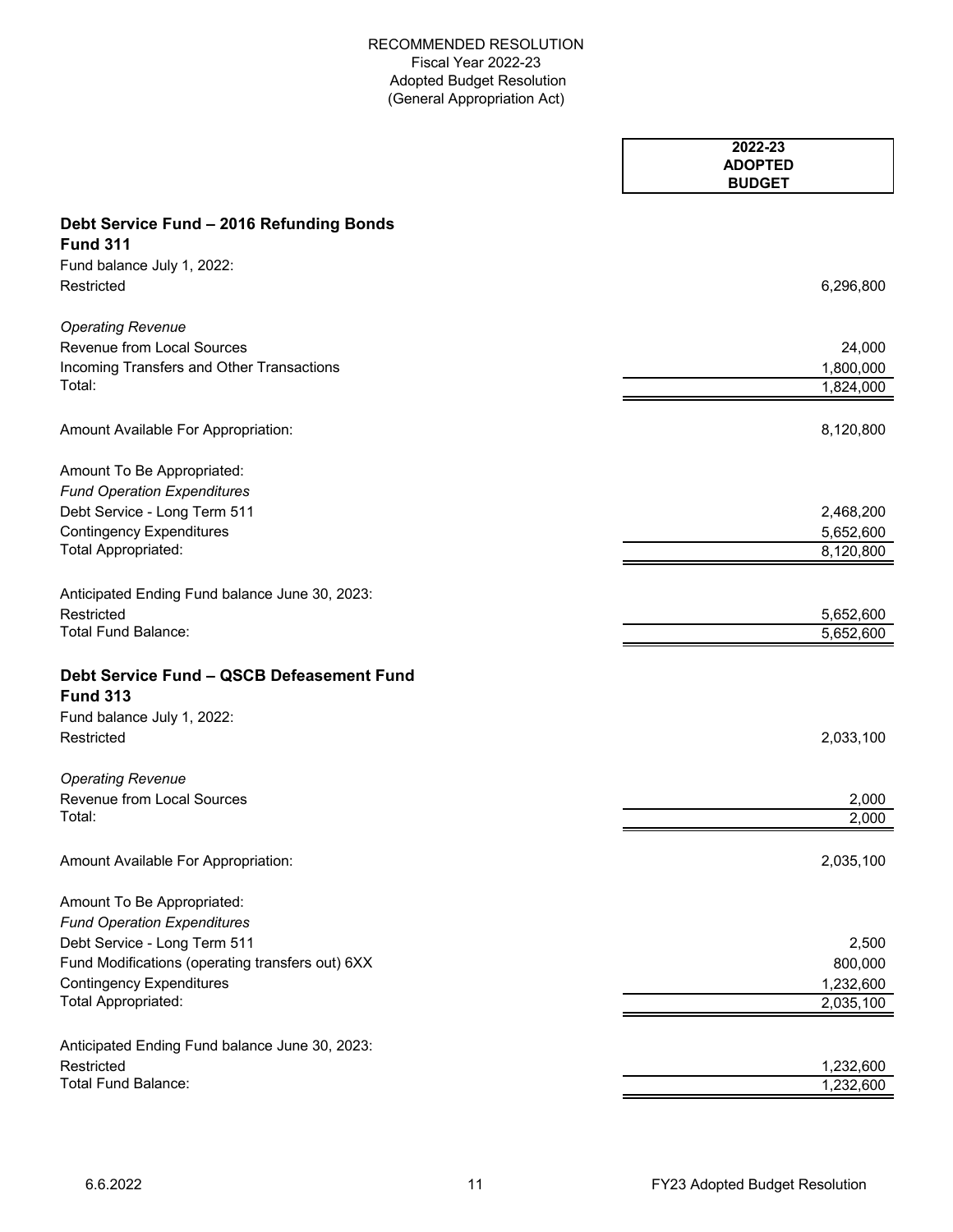RECOMMENDED RESOLUTION
Fiscal Year 2022-23
Adopted Budget Resolution
(General Appropriation Act)

| | 2022-23 ADOPTED BUDGET |
|---|---|
| **Debt Service Fund – 2016 Refunding Bonds** | |
| **Fund 311** | |
| Fund balance July 1, 2022: | |
| Restricted | 6,296,800 |
| | |
| *Operating Revenue* | |
| Revenue from Local Sources | 24,000 |
| Incoming Transfers and Other Transactions | 1,800,000 |
| Total: | 1,824,000 |
| | |
| Amount Available For Appropriation: | 8,120,800 |
| | |
| Amount To Be Appropriated: | |
| *Fund Operation Expenditures* | |
| Debt Service - Long Term 511 | 2,468,200 |
| Contingency Expenditures | 5,652,600 |
| Total Appropriated: | 8,120,800 |
| | |
| Anticipated Ending Fund balance June 30, 2023: | |
| Restricted | 5,652,600 |
| Total Fund Balance: | 5,652,600 |
| | |
| **Debt Service Fund – QSCB Defeasement Fund** | |
| **Fund 313** | |
| Fund balance July 1, 2022: | |
| Restricted | 2,033,100 |
| | |
| *Operating Revenue* | |
| Revenue from Local Sources | 2,000 |
| Total: | 2,000 |
| | |
| Amount Available For Appropriation: | 2,035,100 |
| | |
| Amount To Be Appropriated: | |
| *Fund Operation Expenditures* | |
| Debt Service - Long Term 511 | 2,500 |
| Fund Modifications (operating transfers out) 6XX | 800,000 |
| Contingency Expenditures | 1,232,600 |
| Total Appropriated: | 2,035,100 |
| | |
| Anticipated Ending Fund balance June 30, 2023: | |
| Restricted | 1,232,600 |
| Total Fund Balance: | 1,232,600 |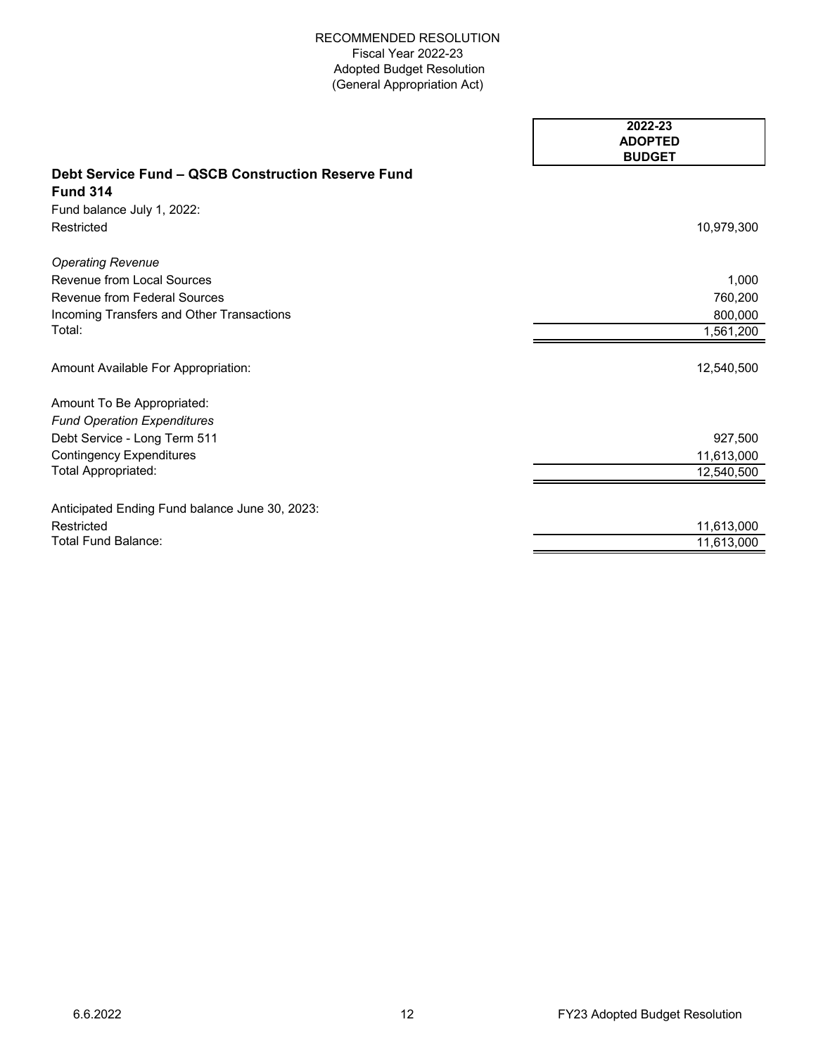RECOMMENDED RESOLUTION
Fiscal Year 2022-23
Adopted Budget Resolution
(General Appropriation Act)

| | 2022-23 ADOPTED BUDGET |
|---|---|
| **Debt Service Fund – QSCB Construction Reserve Fund Fund 314** | |
| Fund balance July 1, 2022: | |
| Restricted | 10,979,300 |
| *Operating Revenue* | |
| Revenue from Local Sources | 1,000 |
| Revenue from Federal Sources | 760,200 |
| Incoming Transfers and Other Transactions | 800,000 |
| Total: | 1,561,200 |
| Amount Available For Appropriation: | 12,540,500 |
| Amount To Be Appropriated: | |
| *Fund Operation Expenditures* | |
| Debt Service - Long Term 511 | 927,500 |
| Contingency Expenditures | 11,613,000 |
| Total Appropriated: | 12,540,500 |
| Anticipated Ending Fund balance June 30, 2023: | |
| Restricted | 11,613,000 |
| Total Fund Balance: | 11,613,000 |

6.6.2022 FY23 Adopted Budget Resolution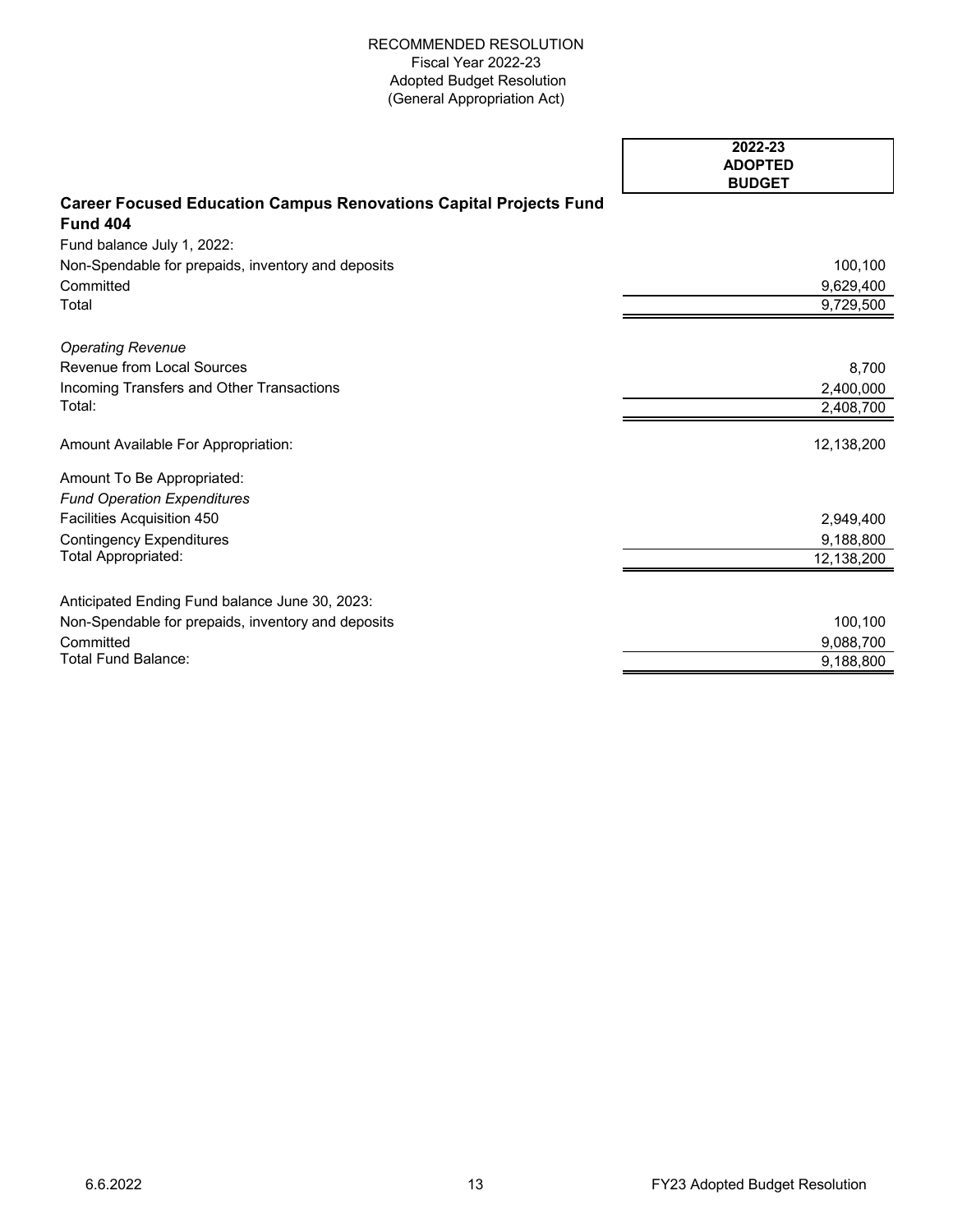RECOMMENDED RESOLUTION
Fiscal Year 2022-23
Adopted Budget Resolution
(General Appropriation Act)

| | 2022-23 ADOPTED BUDGET |
|---|---|
| **Career Focused Education Campus Renovations Capital Projects Fund Fund 404** | |
| Fund balance July 1, 2022: | |
| Non-Spendable for prepaids, inventory and deposits | 100,100 |
| Committed | 9,629,400 |
| Total | 9,729,500 |
| *Operating Revenue* | |
| Revenue from Local Sources | 8,700 |
| Incoming Transfers and Other Transactions | 2,400,000 |
| Total: | 2,408,700 |
| Amount Available For Appropriation: | 12,138,200 |
| Amount To Be Appropriated: | |
| *Fund Operation Expenditures* | |
| Facilities Acquisition 450 | 2,949,400 |
| Contingency Expenditures | 9,188,800 |
| Total Appropriated: | 12,138,200 |
| Anticipated Ending Fund balance June 30, 2023: | |
| Non-Spendable for prepaids, inventory and deposits | 100,100 |
| Committed | 9,088,700 |
| Total Fund Balance: | 9,188,800 |

6.6.2022 FY23 Adopted Budget Resolution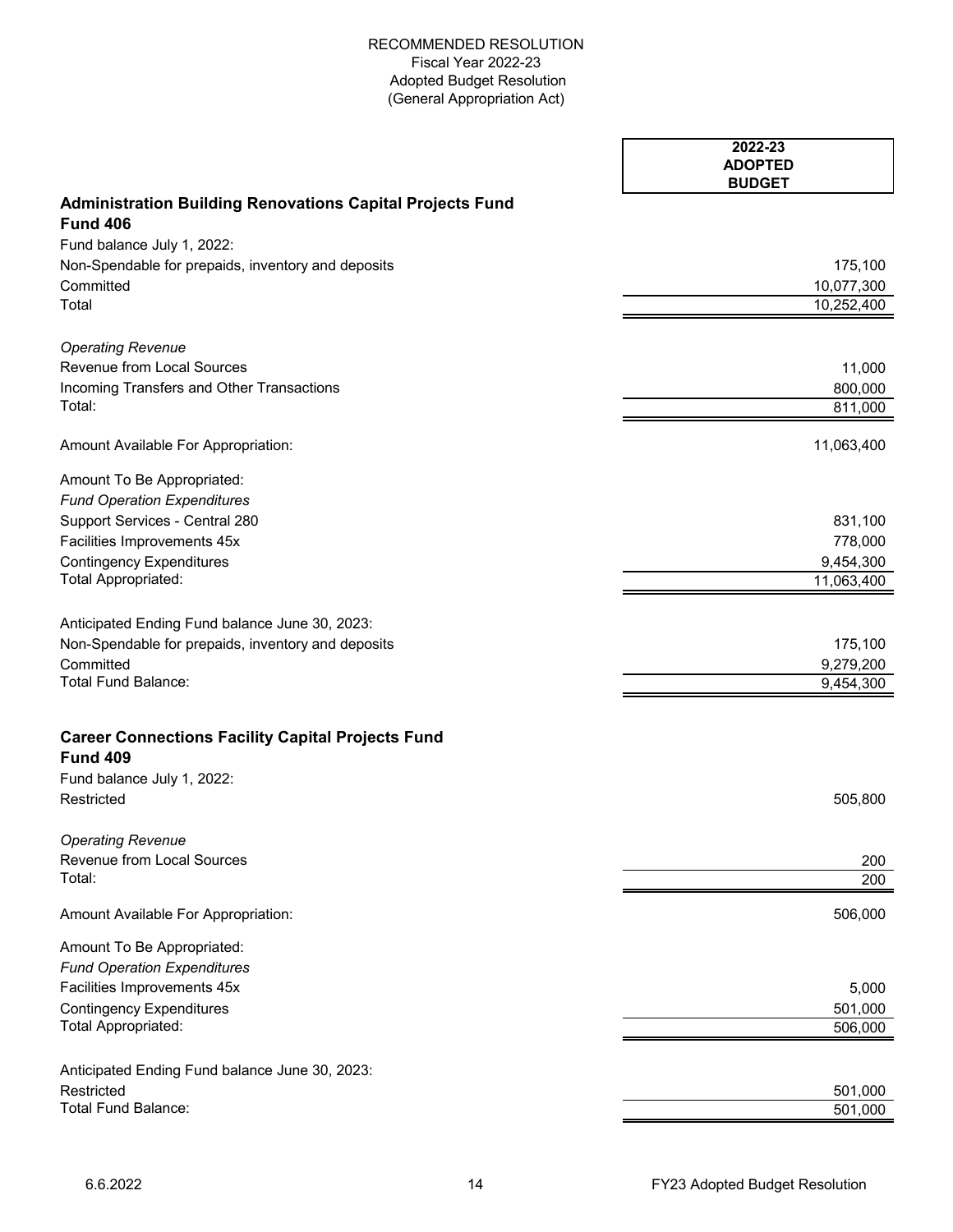RECOMMENDED RESOLUTION
Fiscal Year 2022-23
Adopted Budget Resolution
(General Appropriation Act)

| | 2022-23 ADOPTED BUDGET |
|---|---|
| **Administration Building Renovations Capital Projects Fund** | |
| **Fund 406** | |
| Fund balance July 1, 2022: | |
| Non-Spendable for prepaids, inventory and deposits | 175,100 |
| Committed | 10,077,300 |
| Total | 10,252,400 |
| | |
| *Operating Revenue* | |
| Revenue from Local Sources | 11,000 |
| Incoming Transfers and Other Transactions | 800,000 |
| Total: | 811,000 |
| | |
| Amount Available For Appropriation: | 11,063,400 |
| | |
| Amount To Be Appropriated: | |
| *Fund Operation Expenditures* | |
| Support Services - Central 280 | 831,100 |
| Facilities Improvements 45x | 778,000 |
| Contingency Expenditures | 9,454,300 |
| Total Appropriated: | 11,063,400 |
| | |
| Anticipated Ending Fund balance June 30, 2023: | |
| Non-Spendable for prepaids, inventory and deposits | 175,100 |
| Committed | 9,279,200 |
| Total Fund Balance: | 9,454,300 |
| | |
| **Career Connections Facility Capital Projects Fund** | |
| **Fund 409** | |
| Fund balance July 1, 2022: | |
| Restricted | 505,800 |
| | |
| *Operating Revenue* | |
| Revenue from Local Sources | 200 |
| Total: | 200 |
| | |
| Amount Available For Appropriation: | 506,000 |
| | |
| Amount To Be Appropriated: | |
| *Fund Operation Expenditures* | |
| Facilities Improvements 45x | 5,000 |
| Contingency Expenditures | 501,000 |
| Total Appropriated: | 506,000 |
| | |
| Anticipated Ending Fund balance June 30, 2023: | |
| Restricted | 501,000 |
| Total Fund Balance: | 501,000 |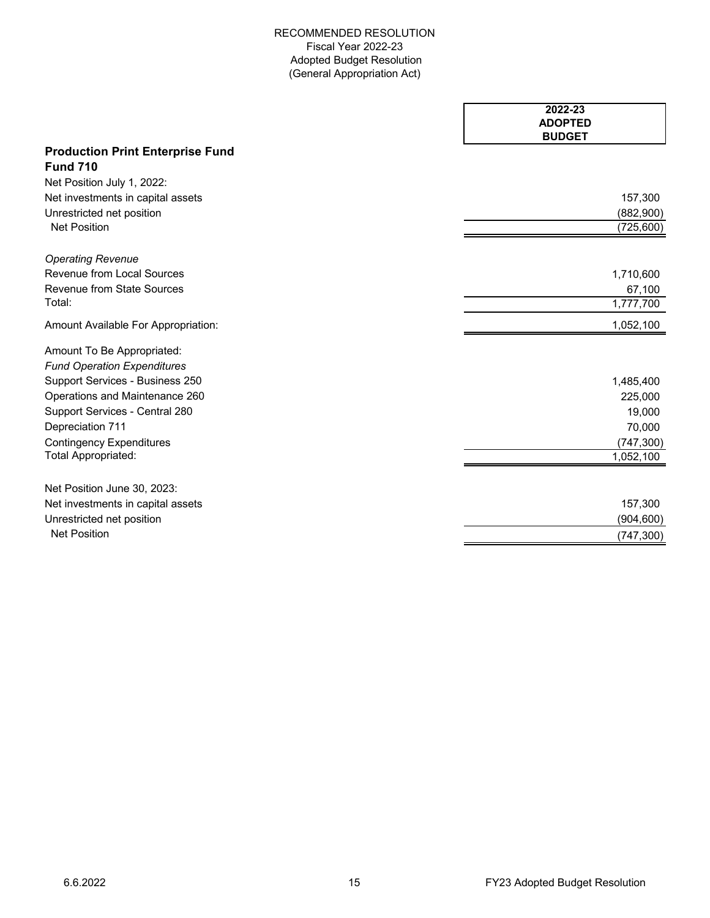RECOMMENDED RESOLUTION
Fiscal Year 2022-23
Adopted Budget Resolution
(General Appropriation Act)

| | 2022-23 ADOPTED BUDGET |
|---|---|
| **Production Print Enterprise Fund** | |
| **Fund 710** | |
| Net Position July 1, 2022: | |
| Net investments in capital assets | 157,300 |
| Unrestricted net position | (882,900) |
| Net Position | (725,600) |
| *Operating Revenue* | |
| Revenue from Local Sources | 1,710,600 |
| Revenue from State Sources | 67,100 |
| Total: | 1,777,700 |
| Amount Available For Appropriation: | 1,052,100 |
| Amount To Be Appropriated: | |
| *Fund Operation Expenditures* | |
| Support Services - Business 250 | 1,485,400 |
| Operations and Maintenance 260 | 225,000 |
| Support Services - Central 280 | 19,000 |
| Depreciation 711 | 70,000 |
| Contingency Expenditures | (747,300) |
| Total Appropriated: | 1,052,100 |
| Net Position June 30, 2023: | |
| Net investments in capital assets | 157,300 |
| Unrestricted net position | (904,600) |
| Net Position | (747,300) |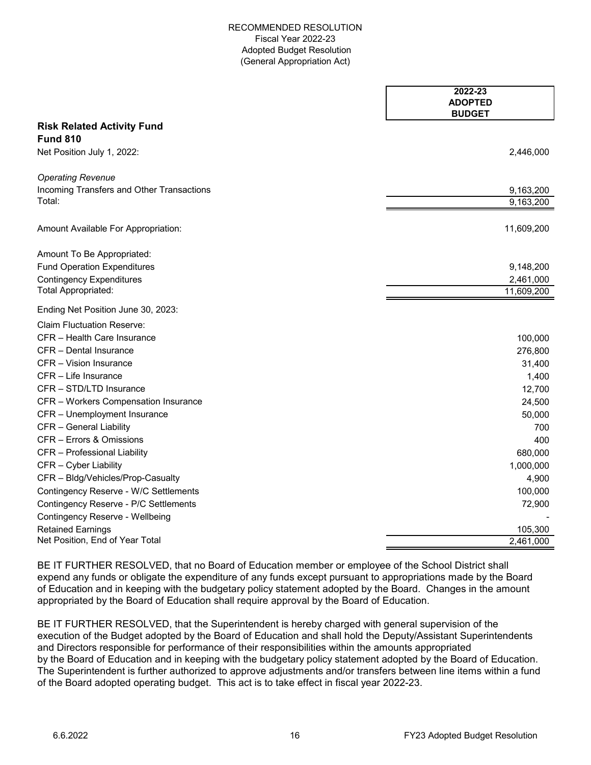RECOMMENDED RESOLUTION
Fiscal Year 2022-23
Adopted Budget Resolution
(General Appropriation Act)

| | 2022-23 ADOPTED BUDGET |
|---|---|
| **Risk Related Activity Fund** | |
| **Fund 810** | |
| Net Position July 1, 2022: | 2,446,000 |
| *Operating Revenue* | |
| Incoming Transfers and Other Transactions | 9,163,200 |
| Total: | 9,163,200 |
| Amount Available For Appropriation: | 11,609,200 |
| Amount To Be Appropriated: | |
| Fund Operation Expenditures | 9,148,200 |
| Contingency Expenditures | 2,461,000 |
| Total Appropriated: | 11,609,200 |
| Ending Net Position June 30, 2023: | |
| Claim Fluctuation Reserve: | |
| CFR – Health Care Insurance | 100,000 |
| CFR – Dental Insurance | 276,800 |
| CFR – Vision Insurance | 31,400 |
| CFR – Life Insurance | 1,400 |
| CFR – STD/LTD Insurance | 12,700 |
| CFR – Workers Compensation Insurance | 24,500 |
| CFR – Unemployment Insurance | 50,000 |
| CFR – General Liability | 700 |
| CFR – Errors & Omissions | 400 |
| CFR – Professional Liability | 680,000 |
| CFR – Cyber Liability | 1,000,000 |
| CFR – Bldg/Vehicles/Prop-Casualty | 4,900 |
| Contingency Reserve - W/C Settlements | 100,000 |
| Contingency Reserve - P/C Settlements | 72,900 |
| Contingency Reserve - Wellbeing | - |
| Retained Earnings | 105,300 |
| Net Position, End of Year Total | 2,461,000 |

BE IT FURTHER RESOLVED, that no Board of Education member or employee of the School District shall expend any funds or obligate the expenditure of any funds except pursuant to appropriations made by the Board of Education and in keeping with the budgetary policy statement adopted by the Board. Changes in the amount appropriated by the Board of Education shall require approval by the Board of Education.

BE IT FURTHER RESOLVED, that the Superintendent is hereby charged with general supervision of the execution of the Budget adopted by the Board of Education and shall hold the Deputy/Assistant Superintendents and Directors responsible for performance of their responsibilities within the amounts appropriated by the Board of Education and in keeping with the budgetary policy statement adopted by the Board of Education. The Superintendent is further authorized to approve adjustments and/or transfers between line items within a fund of the Board adopted operating budget. This act is to take effect in fiscal year 2022-23.